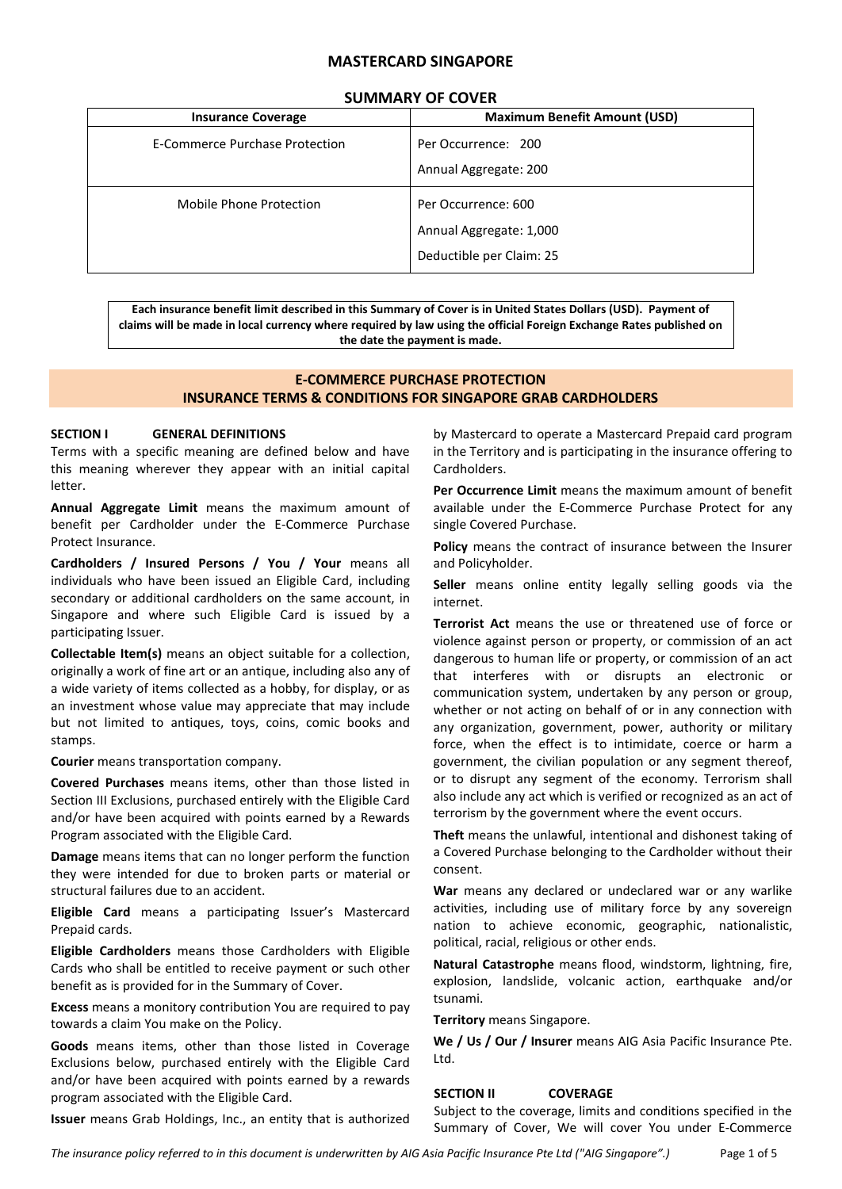# MASTERCARD SINGAPORE

## SUMMARY OF COVER

| Insurance Coverage | Maximum Benefit Amount (USD) |
|---|---|
| E-Commerce Purchase Protection | Per Occurrence: 200<br>Annual Aggregate: 200 |
| Mobile Phone Protection | Per Occurrence: 600<br>Annual Aggregate: 1,000<br>Deductible per Claim: 25 |

**Each insurance benefit limit described in this Summary of Cover is in United States Dollars (USD). Payment of claims will be made in local currency where required by law using the official Foreign Exchange Rates published on the date the payment is made.**

## E-COMMERCE PURCHASE PROTECTION
## INSURANCE TERMS & CONDITIONS FOR SINGAPORE GRAB CARDHOLDERS

### SECTION I GENERAL DEFINITIONS

Terms with a specific meaning are defined below and have this meaning wherever they appear with an initial capital letter.

**Annual Aggregate Limit** means the maximum amount of benefit per Cardholder under the E-Commerce Purchase Protect Insurance.

**Cardholders / Insured Persons / You / Your** means all individuals who have been issued an Eligible Card, including secondary or additional cardholders on the same account, in Singapore and where such Eligible Card is issued by a participating Issuer.

**Collectable Item(s)** means an object suitable for a collection, originally a work of fine art or an antique, including also any of a wide variety of items collected as a hobby, for display, or as an investment whose value may appreciate that may include but not limited to antiques, toys, coins, comic books and stamps.

**Courier** means transportation company.

**Covered Purchases** means items, other than those listed in Section III Exclusions, purchased entirely with the Eligible Card and/or have been acquired with points earned by a Rewards Program associated with the Eligible Card.

**Damage** means items that can no longer perform the function they were intended for due to broken parts or material or structural failures due to an accident.

**Eligible Card** means a participating Issuer's Mastercard Prepaid cards.

**Eligible Cardholders** means those Cardholders with Eligible Cards who shall be entitled to receive payment or such other benefit as is provided for in the Summary of Cover.

**Excess** means a monitory contribution You are required to pay towards a claim You make on the Policy.

**Goods** means items, other than those listed in Coverage Exclusions below, purchased entirely with the Eligible Card and/or have been acquired with points earned by a rewards program associated with the Eligible Card.

**Issuer** means Grab Holdings, Inc., an entity that is authorized by Mastercard to operate a Mastercard Prepaid card program in the Territory and is participating in the insurance offering to Cardholders.

**Per Occurrence Limit** means the maximum amount of benefit available under the E-Commerce Purchase Protect for any single Covered Purchase.

**Policy** means the contract of insurance between the Insurer and Policyholder.

**Seller** means online entity legally selling goods via the internet.

**Terrorist Act** means the use or threatened use of force or violence against person or property, or commission of an act dangerous to human life or property, or commission of an act that interferes with or disrupts an electronic or communication system, undertaken by any person or group, whether or not acting on behalf of or in any connection with any organization, government, power, authority or military force, when the effect is to intimidate, coerce or harm a government, the civilian population or any segment thereof, or to disrupt any segment of the economy. Terrorism shall also include any act which is verified or recognized as an act of terrorism by the government where the event occurs.

**Theft** means the unlawful, intentional and dishonest taking of a Covered Purchase belonging to the Cardholder without their consent.

**War** means any declared or undeclared war or any warlike activities, including use of military force by any sovereign nation to achieve economic, geographic, nationalistic, political, racial, religious or other ends.

**Natural Catastrophe** means flood, windstorm, lightning, fire, explosion, landslide, volcanic action, earthquake and/or tsunami.

**Territory** means Singapore.

**We / Us / Our / Insurer** means AIG Asia Pacific Insurance Pte. Ltd.

### SECTION II COVERAGE

Subject to the coverage, limits and conditions specified in the Summary of Cover, We will cover You under E-Commerce

*The insurance policy referred to in this document is underwritten by AIG Asia Pacific Insurance Pte Ltd ("AIG Singapore".)*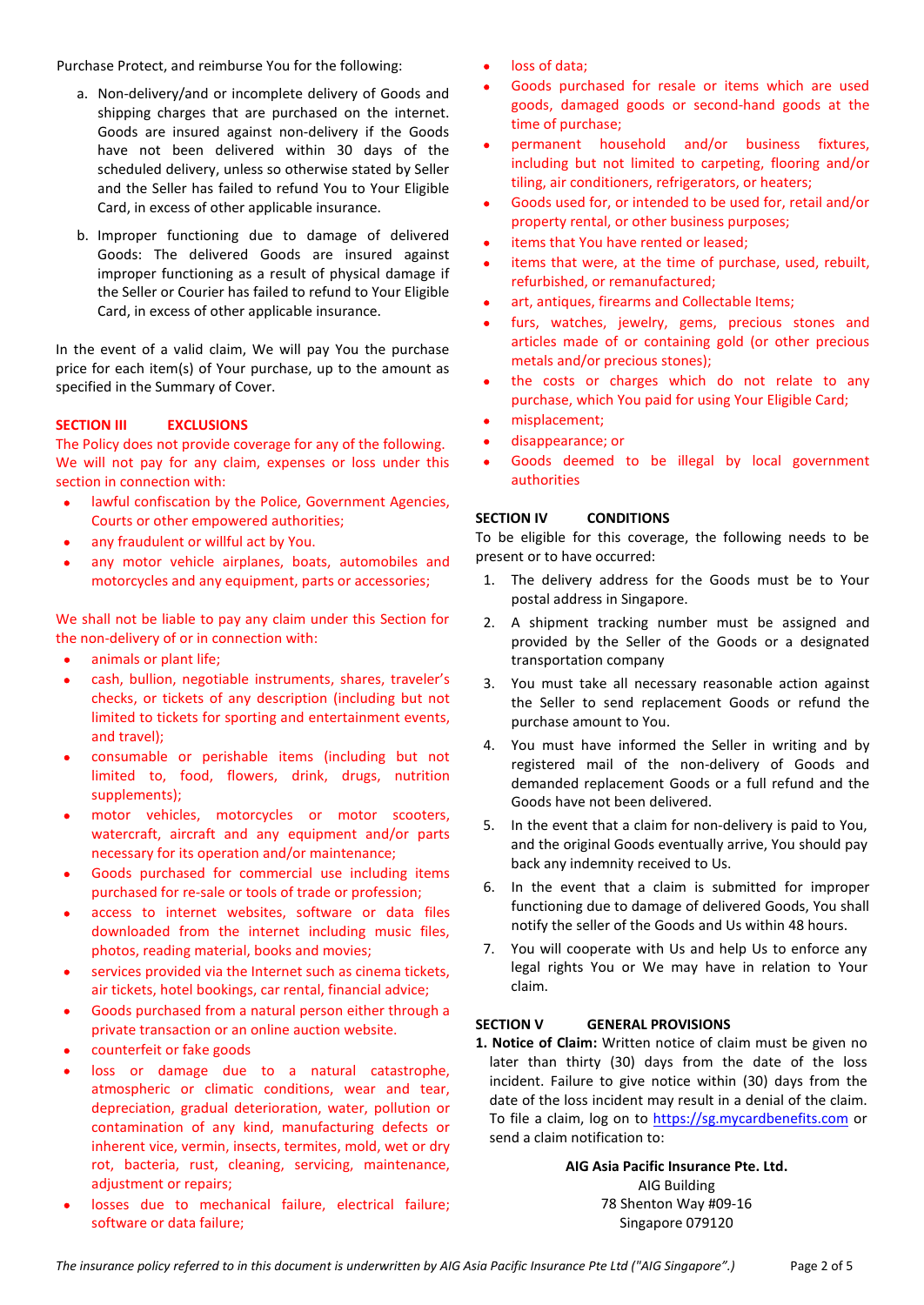Purchase Protect, and reimburse You for the following:

a. Non-delivery/and or incomplete delivery of Goods and shipping charges that are purchased on the internet. Goods are insured against non-delivery if the Goods have not been delivered within 30 days of the scheduled delivery, unless so otherwise stated by Seller and the Seller has failed to refund You to Your Eligible Card, in excess of other applicable insurance.

b. Improper functioning due to damage of delivered Goods: The delivered Goods are insured against improper functioning as a result of physical damage if the Seller or Courier has failed to refund to Your Eligible Card, in excess of other applicable insurance.

In the event of a valid claim, We will pay You the purchase price for each item(s) of Your purchase, up to the amount as specified in the Summary of Cover.

## SECTION III EXCLUSIONS

The Policy does not provide coverage for any of the following. We will not pay for any claim, expenses or loss under this section in connection with:

- lawful confiscation by the Police, Government Agencies, Courts or other empowered authorities;
- any fraudulent or willful act by You.
- any motor vehicle airplanes, boats, automobiles and motorcycles and any equipment, parts or accessories;

We shall not be liable to pay any claim under this Section for the non-delivery of or in connection with:

- animals or plant life;
- cash, bullion, negotiable instruments, shares, traveler's checks, or tickets of any description (including but not limited to tickets for sporting and entertainment events, and travel);
- consumable or perishable items (including but not limited to, food, flowers, drink, drugs, nutrition supplements);
- motor vehicles, motorcycles or motor scooters, watercraft, aircraft and any equipment and/or parts necessary for its operation and/or maintenance;
- Goods purchased for commercial use including items purchased for re-sale or tools of trade or profession;
- access to internet websites, software or data files downloaded from the internet including music files, photos, reading material, books and movies;
- services provided via the Internet such as cinema tickets, air tickets, hotel bookings, car rental, financial advice;
- Goods purchased from a natural person either through a private transaction or an online auction website.
- counterfeit or fake goods
- loss or damage due to a natural catastrophe, atmospheric or climatic conditions, wear and tear, depreciation, gradual deterioration, water, pollution or contamination of any kind, manufacturing defects or inherent vice, vermin, insects, termites, mold, wet or dry rot, bacteria, rust, cleaning, servicing, maintenance, adjustment or repairs;
- losses due to mechanical failure, electrical failure; software or data failure;
- loss of data;
- Goods purchased for resale or items which are used goods, damaged goods or second-hand goods at the time of purchase;
- permanent household and/or business fixtures, including but not limited to carpeting, flooring and/or tiling, air conditioners, refrigerators, or heaters;
- Goods used for, or intended to be used for, retail and/or property rental, or other business purposes;
- items that You have rented or leased;
- items that were, at the time of purchase, used, rebuilt, refurbished, or remanufactured;
- art, antiques, firearms and Collectable Items;
- furs, watches, jewelry, gems, precious stones and articles made of or containing gold (or other precious metals and/or precious stones);
- the costs or charges which do not relate to any purchase, which You paid for using Your Eligible Card;
- misplacement;
- disappearance; or
- Goods deemed to be illegal by local government authorities

## SECTION IV CONDITIONS

To be eligible for this coverage, the following needs to be present or to have occurred:

1. The delivery address for the Goods must be to Your postal address in Singapore.
2. A shipment tracking number must be assigned and provided by the Seller of the Goods or a designated transportation company
3. You must take all necessary reasonable action against the Seller to send replacement Goods or refund the purchase amount to You.
4. You must have informed the Seller in writing and by registered mail of the non-delivery of Goods and demanded replacement Goods or a full refund and the Goods have not been delivered.
5. In the event that a claim for non-delivery is paid to You, and the original Goods eventually arrive, You should pay back any indemnity received to Us.
6. In the event that a claim is submitted for improper functioning due to damage of delivered Goods, You shall notify the seller of the Goods and Us within 48 hours.
7. You will cooperate with Us and help Us to enforce any legal rights You or We may have in relation to Your claim.

## SECTION V GENERAL PROVISIONS

**1. Notice of Claim:** Written notice of claim must be given no later than thirty (30) days from the date of the loss incident. Failure to give notice within (30) days from the date of the loss incident may result in a denial of the claim. To file a claim, log on to https://sg.mycardbenefits.com or send a claim notification to:

**AIG Asia Pacific Insurance Pte. Ltd.**
AIG Building
78 Shenton Way #09-16
Singapore 079120

*The insurance policy referred to in this document is underwritten by AIG Asia Pacific Insurance Pte Ltd ("AIG Singapore".)*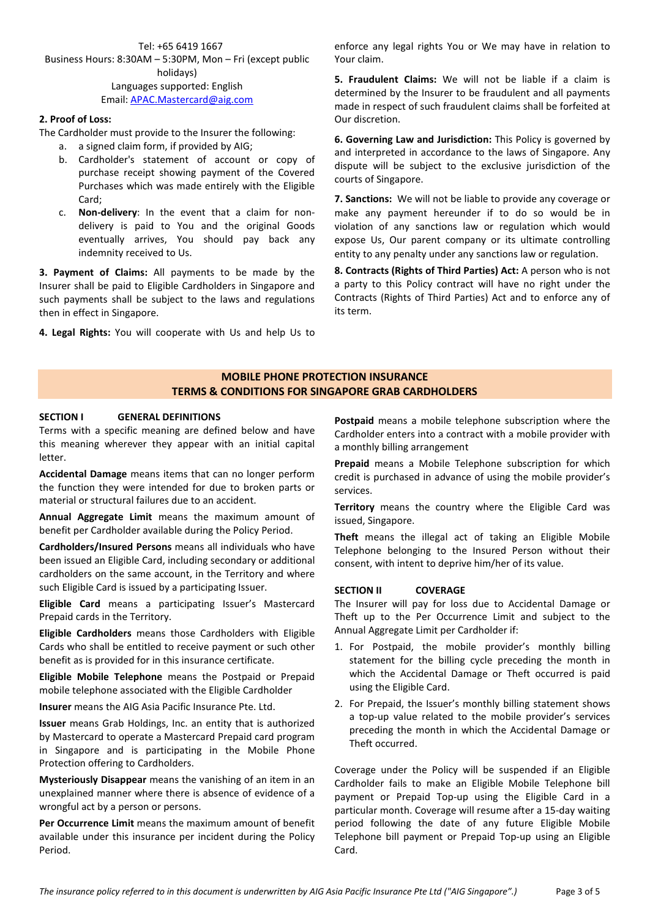Tel: +65 6419 1667
Business Hours: 8:30AM – 5:30PM, Mon – Fri (except public holidays)
Languages supported: English
Email: APAC.Mastercard@aig.com

**2. Proof of Loss:**

The Cardholder must provide to the Insurer the following:

a. a signed claim form, if provided by AIG;
b. Cardholder's statement of account or copy of purchase receipt showing payment of the Covered Purchases which was made entirely with the Eligible Card;
c. **Non-delivery**: In the event that a claim for non-delivery is paid to You and the original Goods eventually arrives, You should pay back any indemnity received to Us.

**3. Payment of Claims:** All payments to be made by the Insurer shall be paid to Eligible Cardholders in Singapore and such payments shall be subject to the laws and regulations then in effect in Singapore.

**4. Legal Rights:** You will cooperate with Us and help Us to enforce any legal rights You or We may have in relation to Your claim.

**5. Fraudulent Claims:** We will not be liable if a claim is determined by the Insurer to be fraudulent and all payments made in respect of such fraudulent claims shall be forfeited at Our discretion.

**6. Governing Law and Jurisdiction:** This Policy is governed by and interpreted in accordance to the laws of Singapore. Any dispute will be subject to the exclusive jurisdiction of the courts of Singapore.

**7. Sanctions:** We will not be liable to provide any coverage or make any payment hereunder if to do so would be in violation of any sanctions law or regulation which would expose Us, Our parent company or its ultimate controlling entity to any penalty under any sanctions law or regulation.

**8. Contracts (Rights of Third Parties) Act:** A person who is not a party to this Policy contract will have no right under the Contracts (Rights of Third Parties) Act and to enforce any of its term.

## MOBILE PHONE PROTECTION INSURANCE
## TERMS & CONDITIONS FOR SINGAPORE GRAB CARDHOLDERS

### SECTION I GENERAL DEFINITIONS

Terms with a specific meaning are defined below and have this meaning wherever they appear with an initial capital letter.

**Accidental Damage** means items that can no longer perform the function they were intended for due to broken parts or material or structural failures due to an accident.

**Annual Aggregate Limit** means the maximum amount of benefit per Cardholder available during the Policy Period.

**Cardholders/Insured Persons** means all individuals who have been issued an Eligible Card, including secondary or additional cardholders on the same account, in the Territory and where such Eligible Card is issued by a participating Issuer.

**Eligible Card** means a participating Issuer's Mastercard Prepaid cards in the Territory.

**Eligible Cardholders** means those Cardholders with Eligible Cards who shall be entitled to receive payment or such other benefit as is provided for in this insurance certificate.

**Eligible Mobile Telephone** means the Postpaid or Prepaid mobile telephone associated with the Eligible Cardholder

**Insurer** means the AIG Asia Pacific Insurance Pte. Ltd.

**Issuer** means Grab Holdings, Inc. an entity that is authorized by Mastercard to operate a Mastercard Prepaid card program in Singapore and is participating in the Mobile Phone Protection offering to Cardholders.

**Mysteriously Disappear** means the vanishing of an item in an unexplained manner where there is absence of evidence of a wrongful act by a person or persons.

**Per Occurrence Limit** means the maximum amount of benefit available under this insurance per incident during the Policy Period.

**Postpaid** means a mobile telephone subscription where the Cardholder enters into a contract with a mobile provider with a monthly billing arrangement

**Prepaid** means a Mobile Telephone subscription for which credit is purchased in advance of using the mobile provider's services.

**Territory** means the country where the Eligible Card was issued, Singapore.

**Theft** means the illegal act of taking an Eligible Mobile Telephone belonging to the Insured Person without their consent, with intent to deprive him/her of its value.

### SECTION II COVERAGE

The Insurer will pay for loss due to Accidental Damage or Theft up to the Per Occurrence Limit and subject to the Annual Aggregate Limit per Cardholder if:

1. For Postpaid, the mobile provider's monthly billing statement for the billing cycle preceding the month in which the Accidental Damage or Theft occurred is paid using the Eligible Card.
2. For Prepaid, the Issuer's monthly billing statement shows a top-up value related to the mobile provider's services preceding the month in which the Accidental Damage or Theft occurred.

Coverage under the Policy will be suspended if an Eligible Cardholder fails to make an Eligible Mobile Telephone bill payment or Prepaid Top-up using the Eligible Card in a particular month. Coverage will resume after a 15-day waiting period following the date of any future Eligible Mobile Telephone bill payment or Prepaid Top-up using an Eligible Card.

*The insurance policy referred to in this document is underwritten by AIG Asia Pacific Insurance Pte Ltd ("AIG Singapore".)*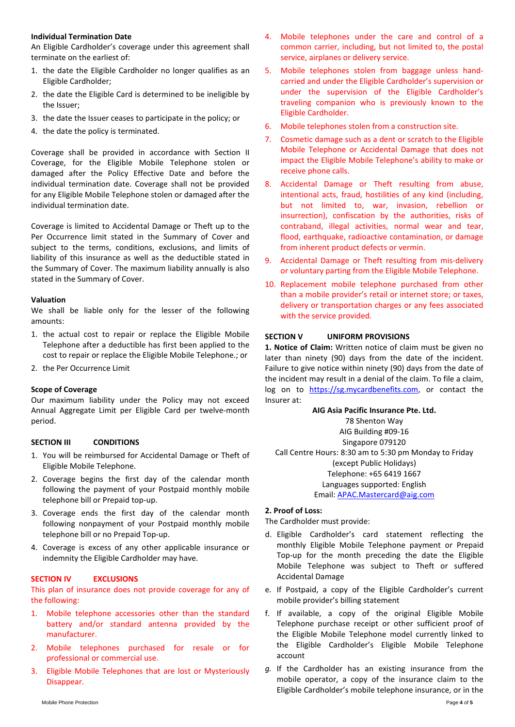**Individual Termination Date**

An Eligible Cardholder's coverage under this agreement shall terminate on the earliest of:

1. the date the Eligible Cardholder no longer qualifies as an Eligible Cardholder;
2. the date the Eligible Card is determined to be ineligible by the Issuer;
3. the date the Issuer ceases to participate in the policy; or
4. the date the policy is terminated.

Coverage shall be provided in accordance with Section II Coverage, for the Eligible Mobile Telephone stolen or damaged after the Policy Effective Date and before the individual termination date. Coverage shall not be provided for any Eligible Mobile Telephone stolen or damaged after the individual termination date.

Coverage is limited to Accidental Damage or Theft up to the Per Occurrence limit stated in the Summary of Cover and subject to the terms, conditions, exclusions, and limits of liability of this insurance as well as the deductible stated in the Summary of Cover. The maximum liability annually is also stated in the Summary of Cover.

**Valuation**

We shall be liable only for the lesser of the following amounts:

1. the actual cost to repair or replace the Eligible Mobile Telephone after a deductible has first been applied to the cost to repair or replace the Eligible Mobile Telephone.; or
2. the Per Occurrence Limit

**Scope of Coverage**

Our maximum liability under the Policy may not exceed Annual Aggregate Limit per Eligible Card per twelve-month period.

## SECTION III CONDITIONS

1. You will be reimbursed for Accidental Damage or Theft of Eligible Mobile Telephone.
2. Coverage begins the first day of the calendar month following the payment of your Postpaid monthly mobile telephone bill or Prepaid top-up.
3. Coverage ends the first day of the calendar month following nonpayment of your Postpaid monthly mobile telephone bill or no Prepaid Top-up.
4. Coverage is excess of any other applicable insurance or indemnity the Eligible Cardholder may have.

## SECTION IV EXCLUSIONS

This plan of insurance does not provide coverage for any of the following:

1. Mobile telephone accessories other than the standard battery and/or standard antenna provided by the manufacturer.
2. Mobile telephones purchased for resale or for professional or commercial use.
3. Eligible Mobile Telephones that are lost or Mysteriously Disappear.
4. Mobile telephones under the care and control of a common carrier, including, but not limited to, the postal service, airplanes or delivery service.
5. Mobile telephones stolen from baggage unless hand-carried and under the Eligible Cardholder's supervision or under the supervision of the Eligible Cardholder's traveling companion who is previously known to the Eligible Cardholder.
6. Mobile telephones stolen from a construction site.
7. Cosmetic damage such as a dent or scratch to the Eligible Mobile Telephone or Accidental Damage that does not impact the Eligible Mobile Telephone's ability to make or receive phone calls.
8. Accidental Damage or Theft resulting from abuse, intentional acts, fraud, hostilities of any kind (including, but not limited to, war, invasion, rebellion or insurrection), confiscation by the authorities, risks of contraband, illegal activities, normal wear and tear, flood, earthquake, radioactive contamination, or damage from inherent product defects or vermin.
9. Accidental Damage or Theft resulting from mis-delivery or voluntary parting from the Eligible Mobile Telephone.
10. Replacement mobile telephone purchased from other than a mobile provider's retail or internet store; or taxes, delivery or transportation charges or any fees associated with the service provided.

## SECTION V UNIFORM PROVISIONS

**1. Notice of Claim:** Written notice of claim must be given no later than ninety (90) days from the date of the incident. Failure to give notice within ninety (90) days from the date of the incident may result in a denial of the claim. To file a claim, log on to https://sg.mycardbenefits.com, or contact the Insurer at:

**AIG Asia Pacific Insurance Pte. Ltd.**
78 Shenton Way
AIG Building #09-16
Singapore 079120
Call Centre Hours: 8:30 am to 5:30 pm Monday to Friday (except Public Holidays)
Telephone: +65 6419 1667
Languages supported: English
Email: APAC.Mastercard@aig.com

**2. Proof of Loss:**

The Cardholder must provide:

d. Eligible Cardholder's card statement reflecting the monthly Eligible Mobile Telephone payment or Prepaid Top-up for the month preceding the date the Eligible Mobile Telephone was subject to Theft or suffered Accidental Damage

e. If Postpaid, a copy of the Eligible Cardholder's current mobile provider's billing statement

f. If available, a copy of the original Eligible Mobile Telephone purchase receipt or other sufficient proof of the Eligible Mobile Telephone model currently linked to the Eligible Cardholder's Eligible Mobile Telephone account

*g.* If the Cardholder has an existing insurance from the mobile operator, a copy of the insurance claim to the Eligible Cardholder's mobile telephone insurance, or in the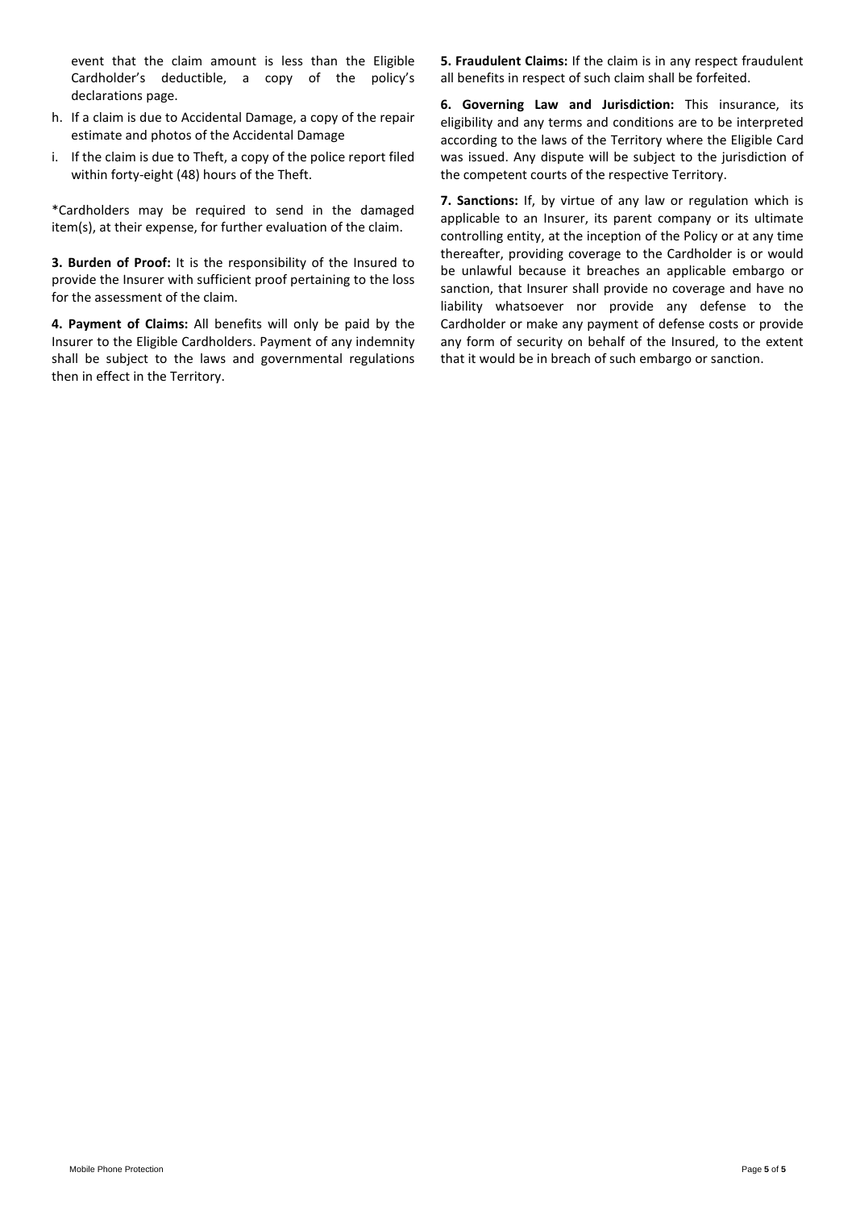event that the claim amount is less than the Eligible Cardholder's deductible, a copy of the policy's declarations page.

h. If a claim is due to Accidental Damage, a copy of the repair estimate and photos of the Accidental Damage
i. If the claim is due to Theft, a copy of the police report filed within forty-eight (48) hours of the Theft.

*Cardholders may be required to send in the damaged item(s), at their expense, for further evaluation of the claim.

**3. Burden of Proof:** It is the responsibility of the Insured to provide the Insurer with sufficient proof pertaining to the loss for the assessment of the claim.

**4. Payment of Claims:** All benefits will only be paid by the Insurer to the Eligible Cardholders. Payment of any indemnity shall be subject to the laws and governmental regulations then in effect in the Territory.

**5. Fraudulent Claims:** If the claim is in any respect fraudulent all benefits in respect of such claim shall be forfeited.

**6. Governing Law and Jurisdiction:** This insurance, its eligibility and any terms and conditions are to be interpreted according to the laws of the Territory where the Eligible Card was issued. Any dispute will be subject to the jurisdiction of the competent courts of the respective Territory.

**7. Sanctions:** If, by virtue of any law or regulation which is applicable to an Insurer, its parent company or its ultimate controlling entity, at the inception of the Policy or at any time thereafter, providing coverage to the Cardholder is or would be unlawful because it breaches an applicable embargo or sanction, that Insurer shall provide no coverage and have no liability whatsoever nor provide any defense to the Cardholder or make any payment of defense costs or provide any form of security on behalf of the Insured, to the extent that it would be in breach of such embargo or sanction.